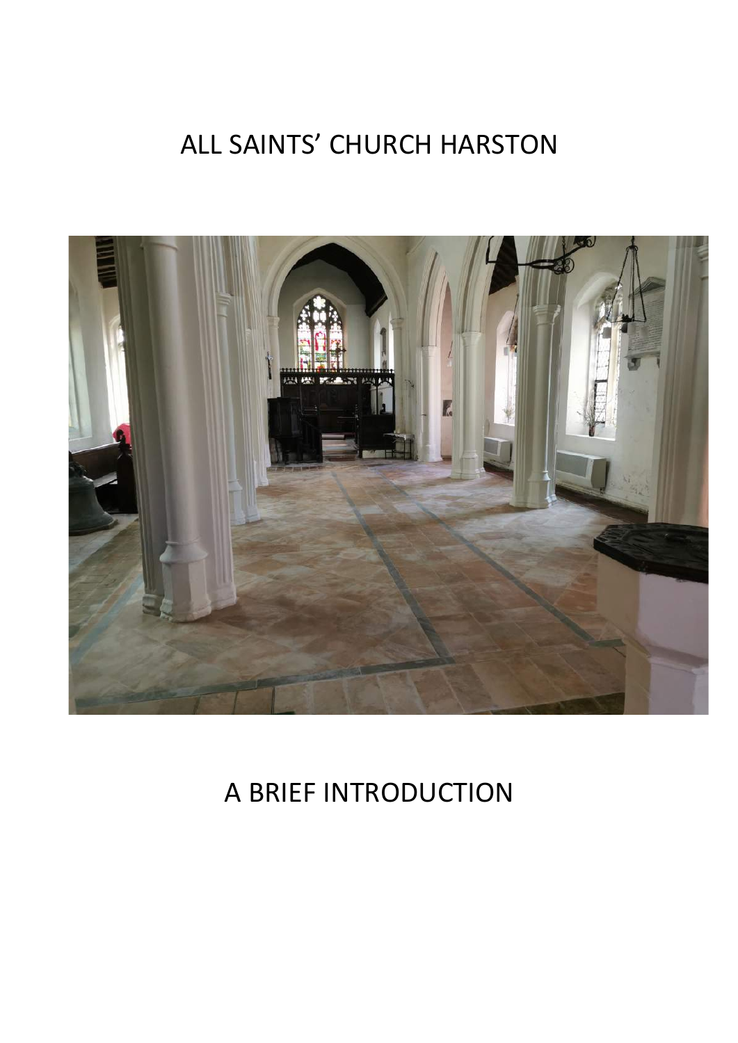# ALL SAINTS' CHURCH HARSTON

A BRIEF INTRODUCTION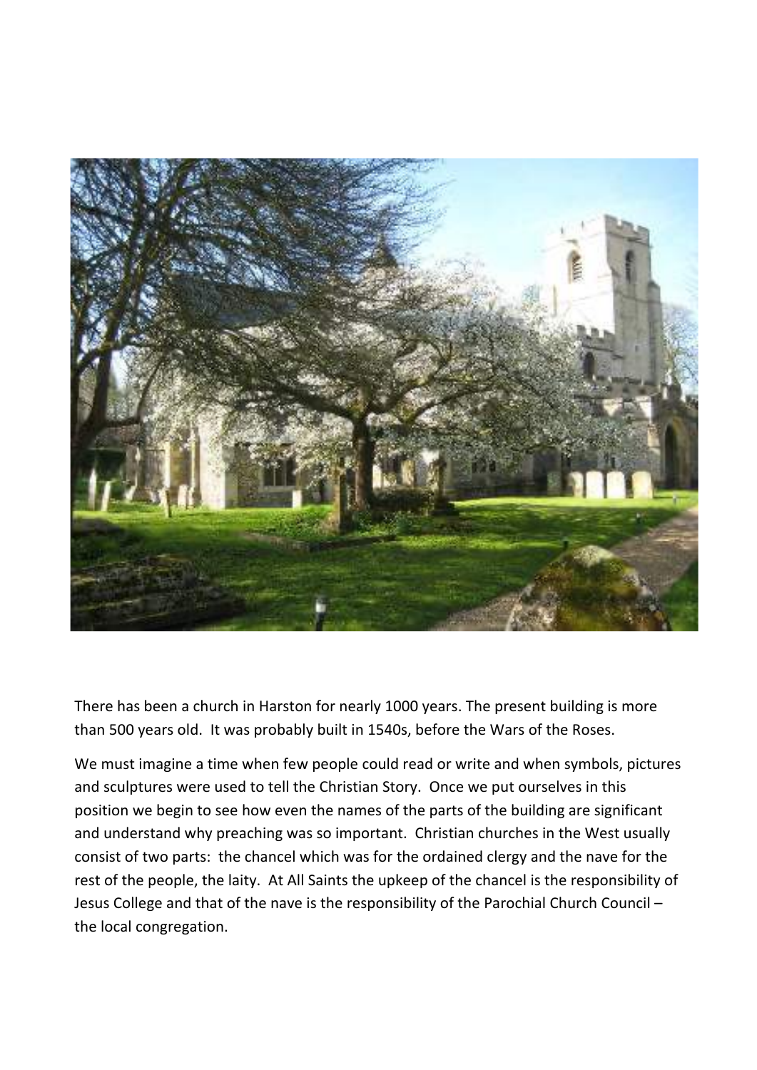There has been a church in Harston for nearly 1000 years. The present building is more than 500 years old. It was probably built in 1540s, before the Wars of the Roses.

We must imagine a time when few people could read or write and when symbols, pictures and sculptures were used to tell the Christian Story. Once we put ourselves in this position we begin to see how even the names of the parts of the building are significant and understand why preaching was so important. Christian churches in the West usually consist of two parts: the chancel which was for the ordained clergy and the nave for the rest of the people, the laity. At All Saints the upkeep of the chancel is the responsibility of Jesus College and that of the nave is the responsibility of the Parochial Church Council – the local congregation.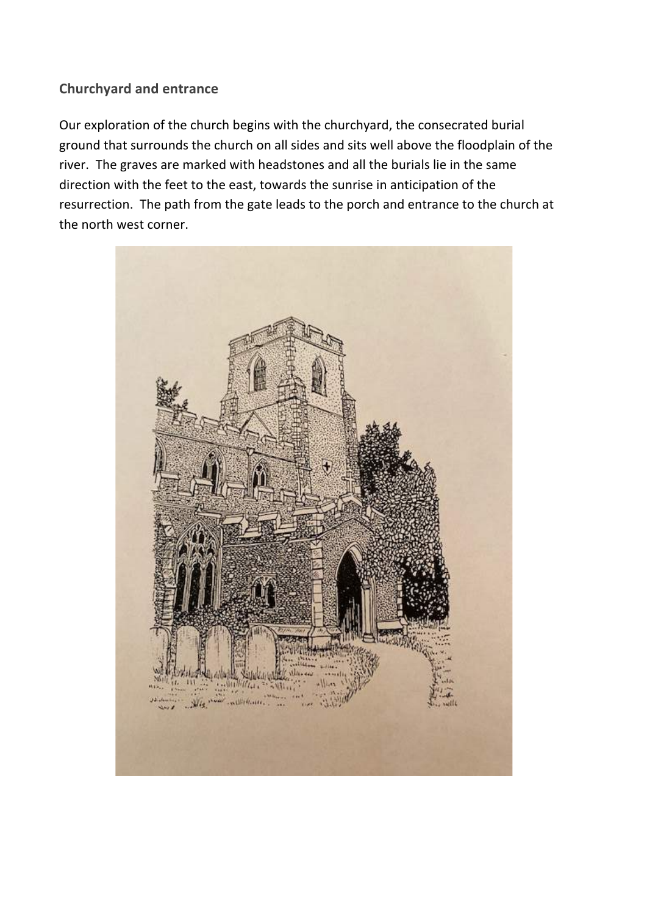## Churchyard and entrance

Our exploration of the church begins with the churchyard, the consecrated burial ground that surrounds the church on all sides and sits well above the floodplain of the river. The graves are marked with headstones and all the burials lie in the same direction with the feet to the east, towards the sunrise in anticipation of the resurrection. The path from the gate leads to the porch and entrance to the church at the north west corner.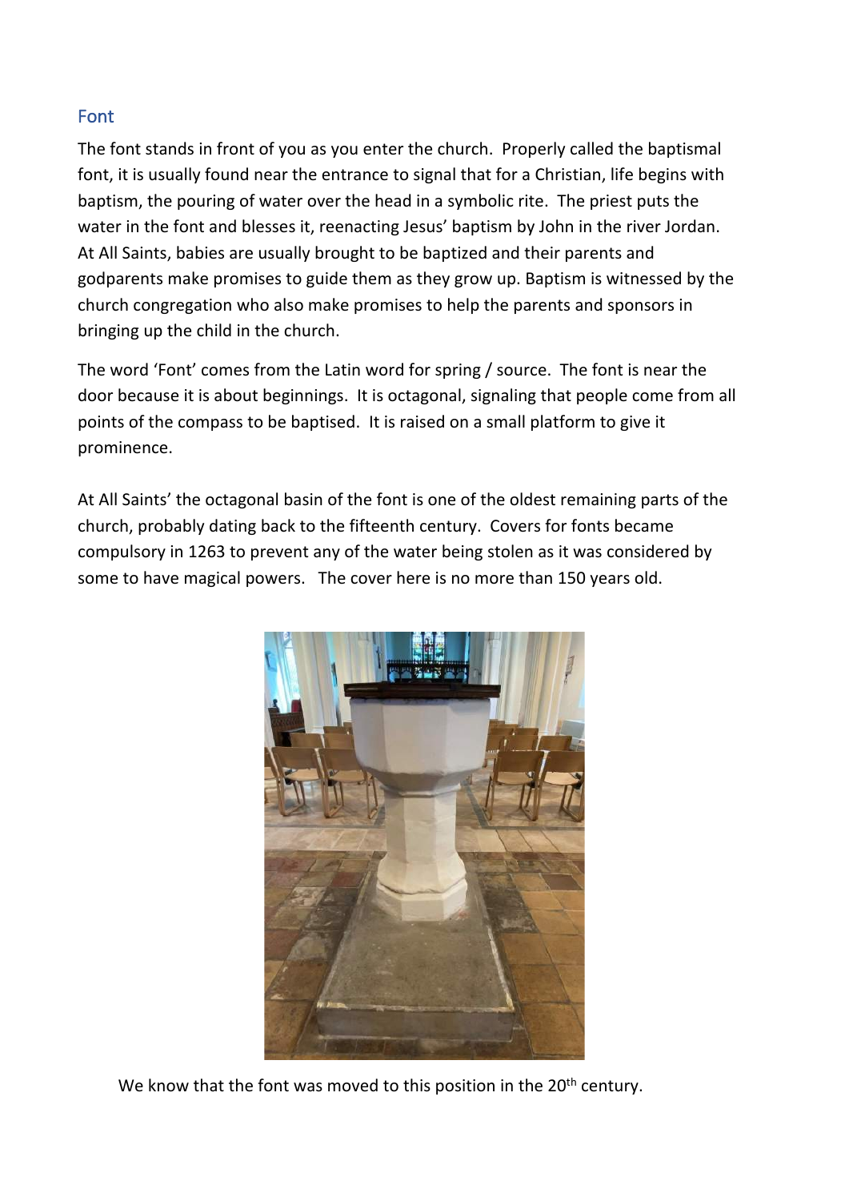## Font

The font stands in front of you as you enter the church. Properly called the baptismal font, it is usually found near the entrance to signal that for a Christian, life begins with baptism, the pouring of water over the head in a symbolic rite. The priest puts the water in the font and blesses it, reenacting Jesus' baptism by John in the river Jordan. At All Saints, babies are usually brought to be baptized and their parents and godparents make promises to guide them as they grow up. Baptism is witnessed by the church congregation who also make promises to help the parents and sponsors in bringing up the child in the church.

The word 'Font' comes from the Latin word for spring / source. The font is near the door because it is about beginnings. It is octagonal, signaling that people come from all points of the compass to be baptised. It is raised on a small platform to give it prominence.

At All Saints' the octagonal basin of the font is one of the oldest remaining parts of the church, probably dating back to the fifteenth century. Covers for fonts became compulsory in 1263 to prevent any of the water being stolen as it was considered by some to have magical powers. The cover here is no more than 150 years old.

We know that the font was moved to this position in the 20th century.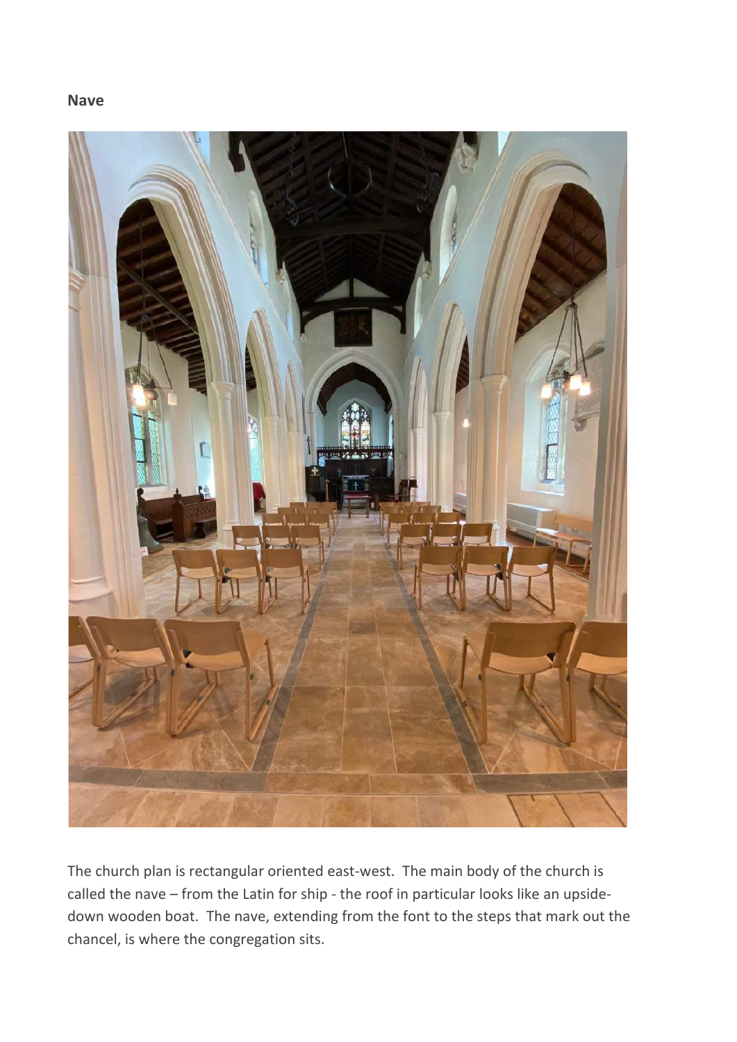**Nave**

The church plan is rectangular oriented east-west. The main body of the church is called the nave – from the Latin for ship - the roof in particular looks like an upside-down wooden boat. The nave, extending from the font to the steps that mark out the chancel, is where the congregation sits.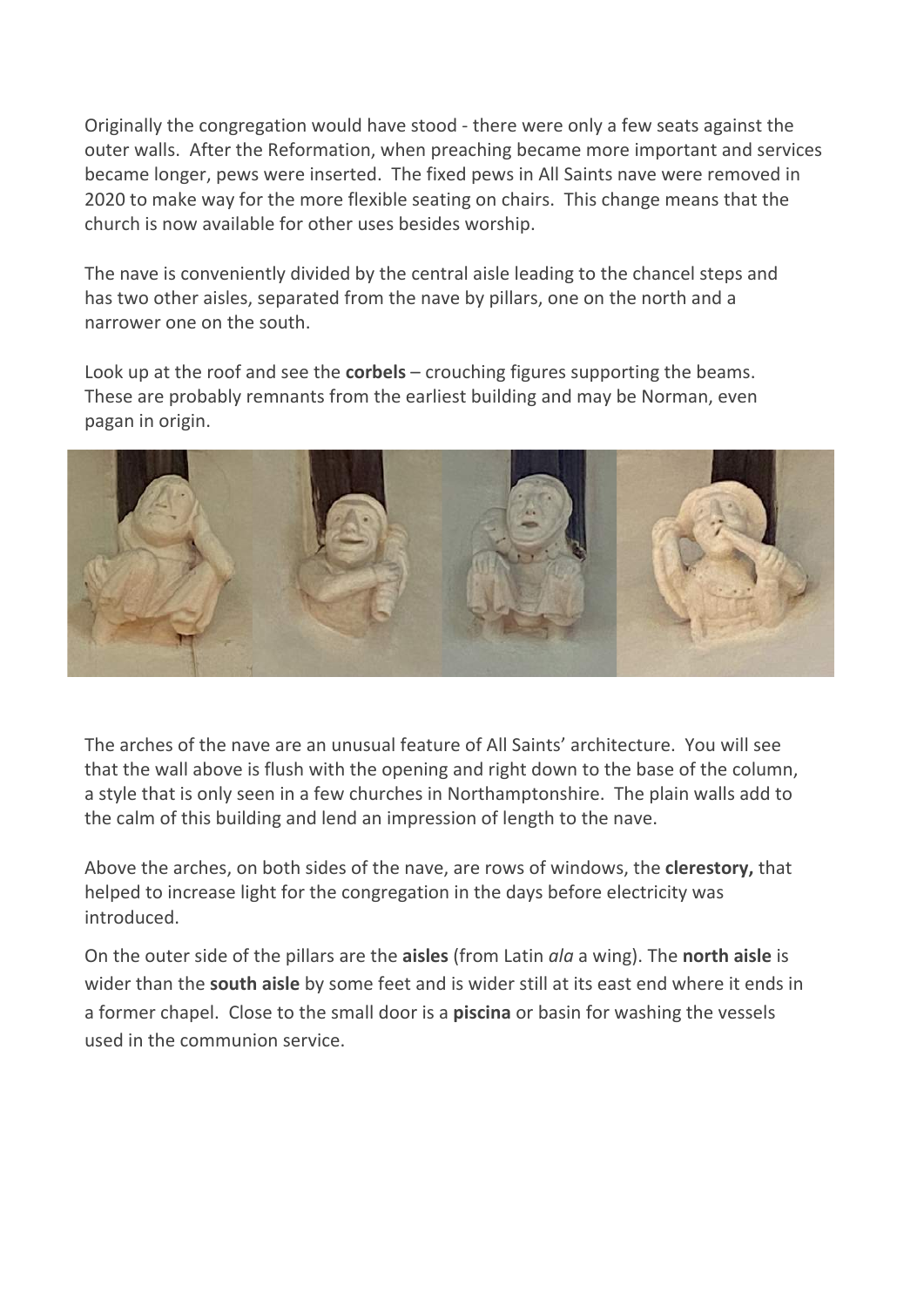Originally the congregation would have stood - there were only a few seats against the outer walls. After the Reformation, when preaching became more important and services became longer, pews were inserted. The fixed pews in All Saints nave were removed in 2020 to make way for the more flexible seating on chairs. This change means that the church is now available for other uses besides worship.

The nave is conveniently divided by the central aisle leading to the chancel steps and has two other aisles, separated from the nave by pillars, one on the north and a narrower one on the south.

Look up at the roof and see the **corbels** – crouching figures supporting the beams. These are probably remnants from the earliest building and may be Norman, even pagan in origin.

The arches of the nave are an unusual feature of All Saints' architecture. You will see that the wall above is flush with the opening and right down to the base of the column, a style that is only seen in a few churches in Northamptonshire. The plain walls add to the calm of this building and lend an impression of length to the nave.

Above the arches, on both sides of the nave, are rows of windows, the **clerestory,** that helped to increase light for the congregation in the days before electricity was introduced.

On the outer side of the pillars are the **aisles** (from Latin *ala* a wing). The **north aisle** is wider than the **south aisle** by some feet and is wider still at its east end where it ends in a former chapel. Close to the small door is a **piscina** or basin for washing the vessels used in the communion service.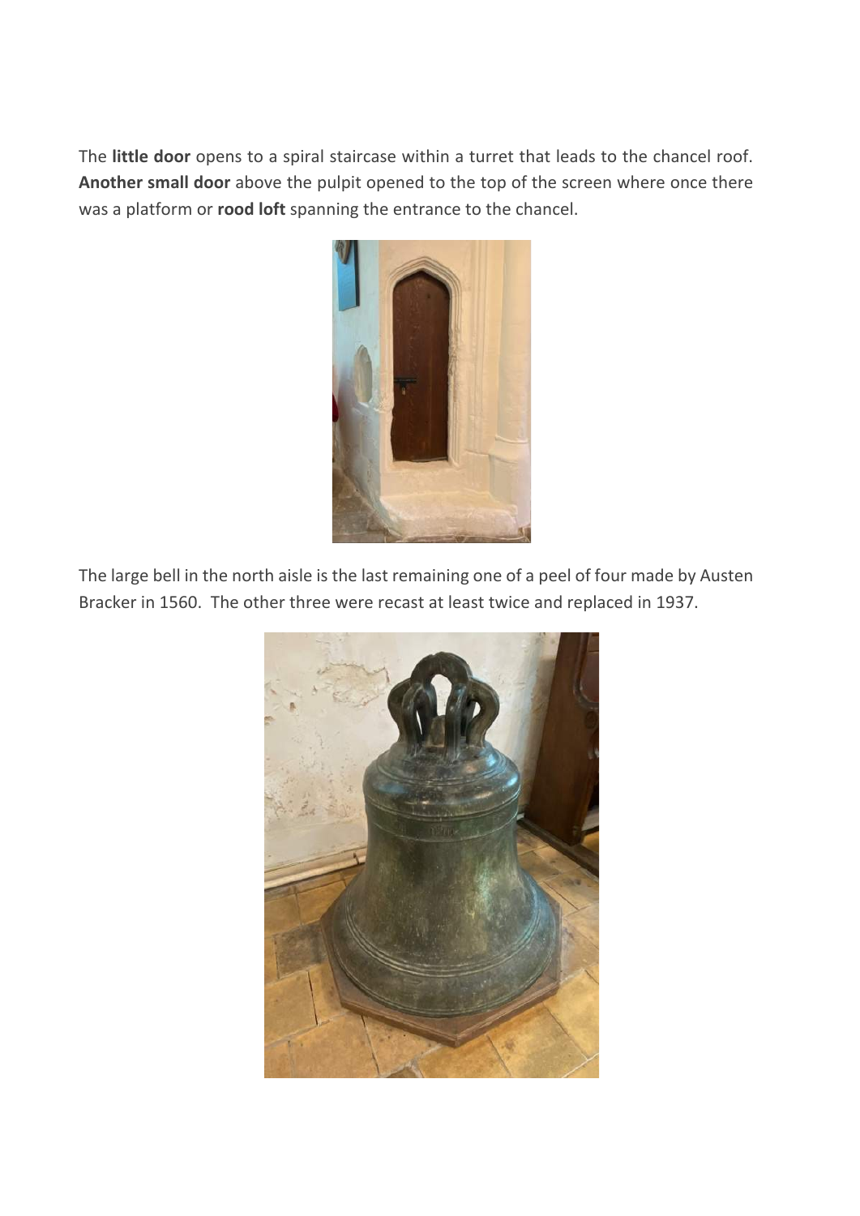The **little door** opens to a spiral staircase within a turret that leads to the chancel roof. **Another small door** above the pulpit opened to the top of the screen where once there was a platform or **rood loft** spanning the entrance to the chancel.

The large bell in the north aisle is the last remaining one of a peel of four made by Austen Bracker in 1560. The other three were recast at least twice and replaced in 1937.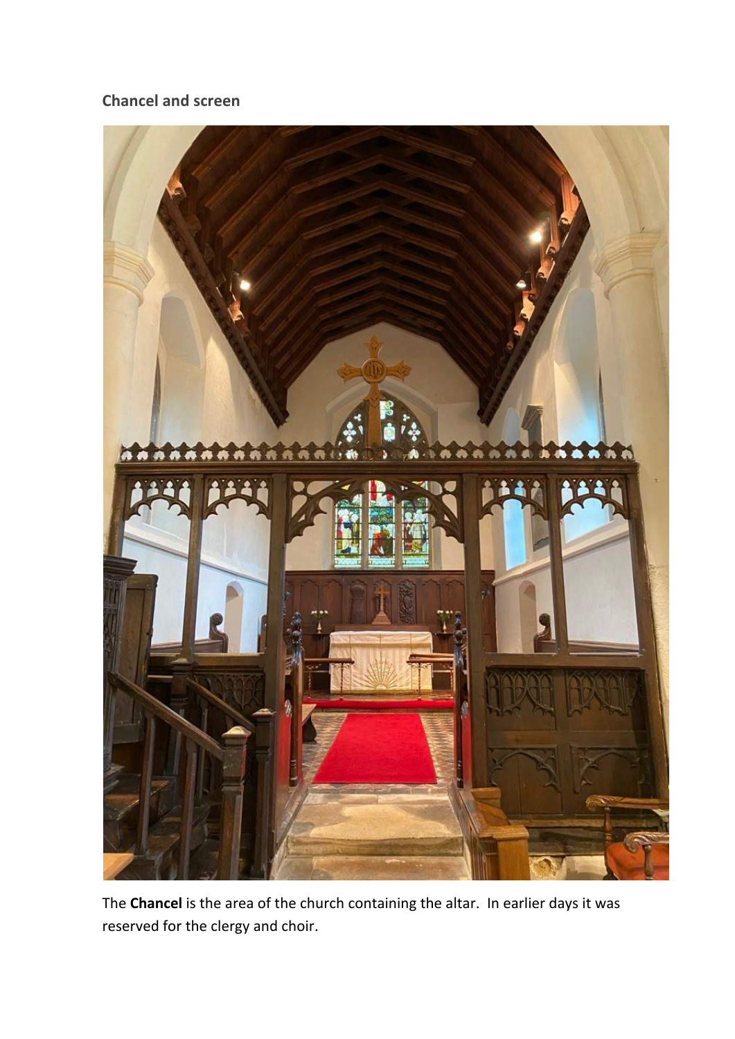**Chancel and screen**

The **Chancel** is the area of the church containing the altar. In earlier days it was reserved for the clergy and choir.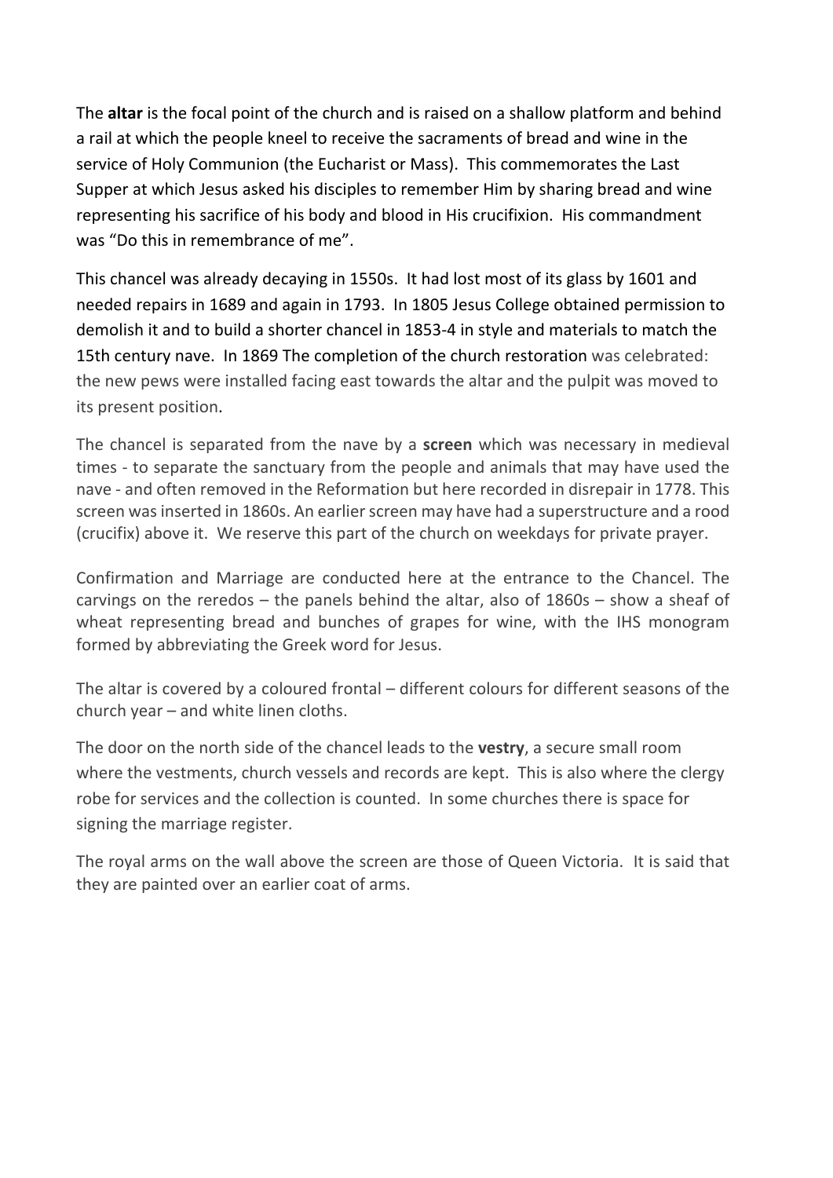The **altar** is the focal point of the church and is raised on a shallow platform and behind a rail at which the people kneel to receive the sacraments of bread and wine in the service of Holy Communion (the Eucharist or Mass). This commemorates the Last Supper at which Jesus asked his disciples to remember Him by sharing bread and wine representing his sacrifice of his body and blood in His crucifixion. His commandment was "Do this in remembrance of me".

This chancel was already decaying in 1550s. It had lost most of its glass by 1601 and needed repairs in 1689 and again in 1793. In 1805 Jesus College obtained permission to demolish it and to build a shorter chancel in 1853-4 in style and materials to match the 15th century nave. In 1869 The completion of the church restoration was celebrated: the new pews were installed facing east towards the altar and the pulpit was moved to its present position.

The chancel is separated from the nave by a **screen** which was necessary in medieval times - to separate the sanctuary from the people and animals that may have used the nave - and often removed in the Reformation but here recorded in disrepair in 1778. This screen was inserted in 1860s. An earlier screen may have had a superstructure and a rood (crucifix) above it. We reserve this part of the church on weekdays for private prayer.

Confirmation and Marriage are conducted here at the entrance to the Chancel. The carvings on the reredos – the panels behind the altar, also of 1860s – show a sheaf of wheat representing bread and bunches of grapes for wine, with the IHS monogram formed by abbreviating the Greek word for Jesus.

The altar is covered by a coloured frontal – different colours for different seasons of the church year – and white linen cloths.

The door on the north side of the chancel leads to the **vestry**, a secure small room where the vestments, church vessels and records are kept. This is also where the clergy robe for services and the collection is counted. In some churches there is space for signing the marriage register.

The royal arms on the wall above the screen are those of Queen Victoria. It is said that they are painted over an earlier coat of arms.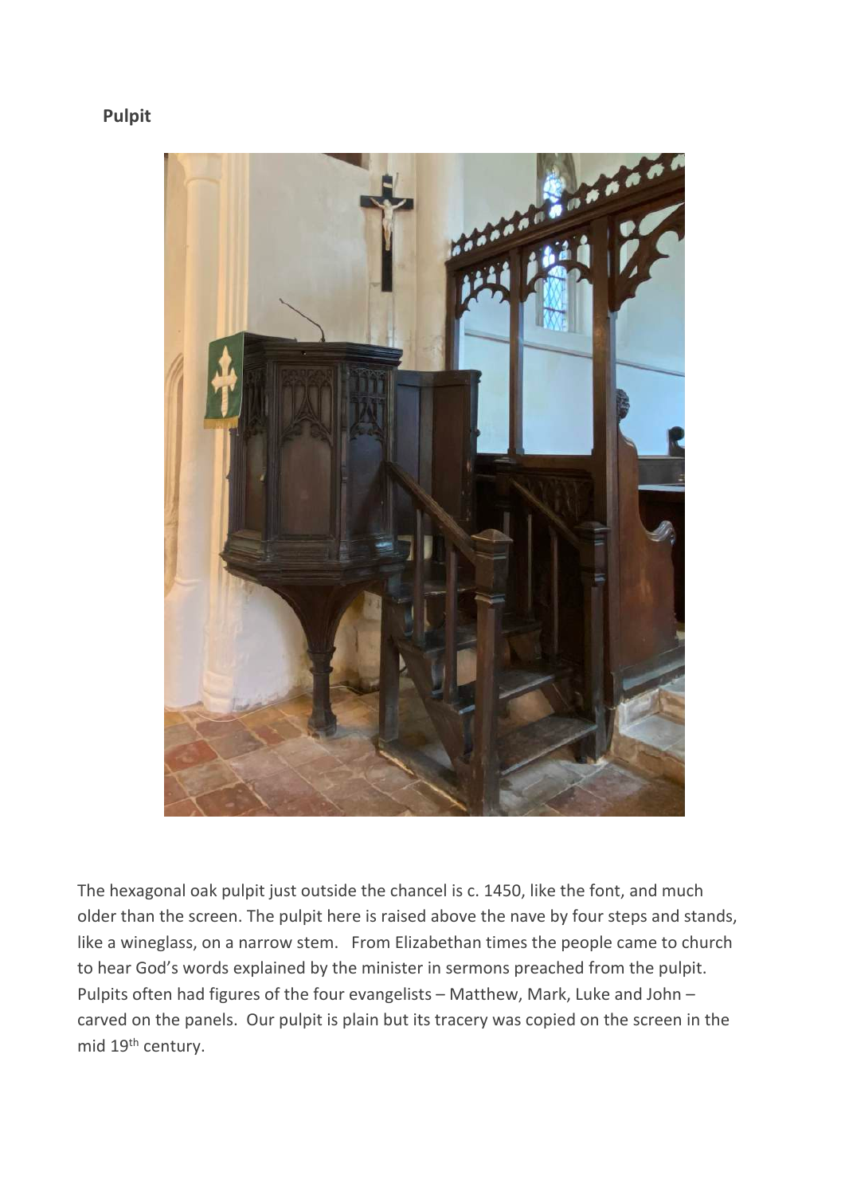**Pulpit**

The hexagonal oak pulpit just outside the chancel is c. 1450, like the font, and much older than the screen. The pulpit here is raised above the nave by four steps and stands, like a wineglass, on a narrow stem. From Elizabethan times the people came to church to hear God's words explained by the minister in sermons preached from the pulpit. Pulpits often had figures of the four evangelists – Matthew, Mark, Luke and John – carved on the panels. Our pulpit is plain but its tracery was copied on the screen in the mid 19th century.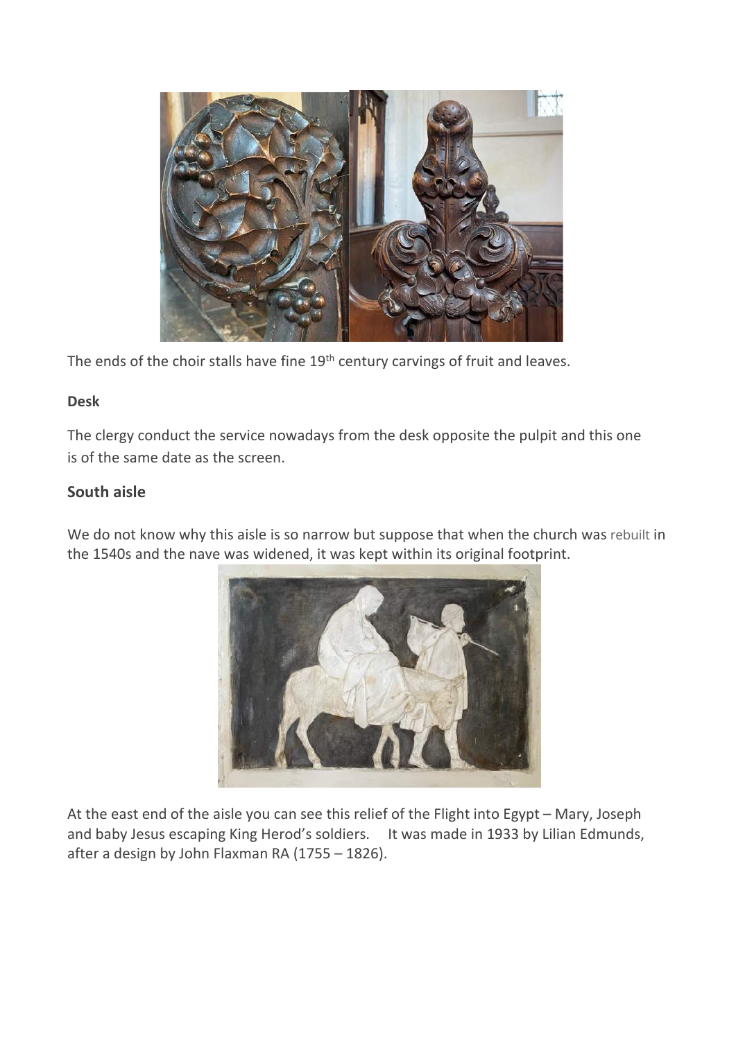The ends of the choir stalls have fine 19th century carvings of fruit and leaves.

**Desk**

The clergy conduct the service nowadays from the desk opposite the pulpit and this one is of the same date as the screen.

## South aisle

We do not know why this aisle is so narrow but suppose that when the church was rebuilt in the 1540s and the nave was widened, it was kept within its original footprint.

At the east end of the aisle you can see this relief of the Flight into Egypt – Mary, Joseph and baby Jesus escaping King Herod's soldiers. It was made in 1933 by Lilian Edmunds, after a design by John Flaxman RA (1755 – 1826).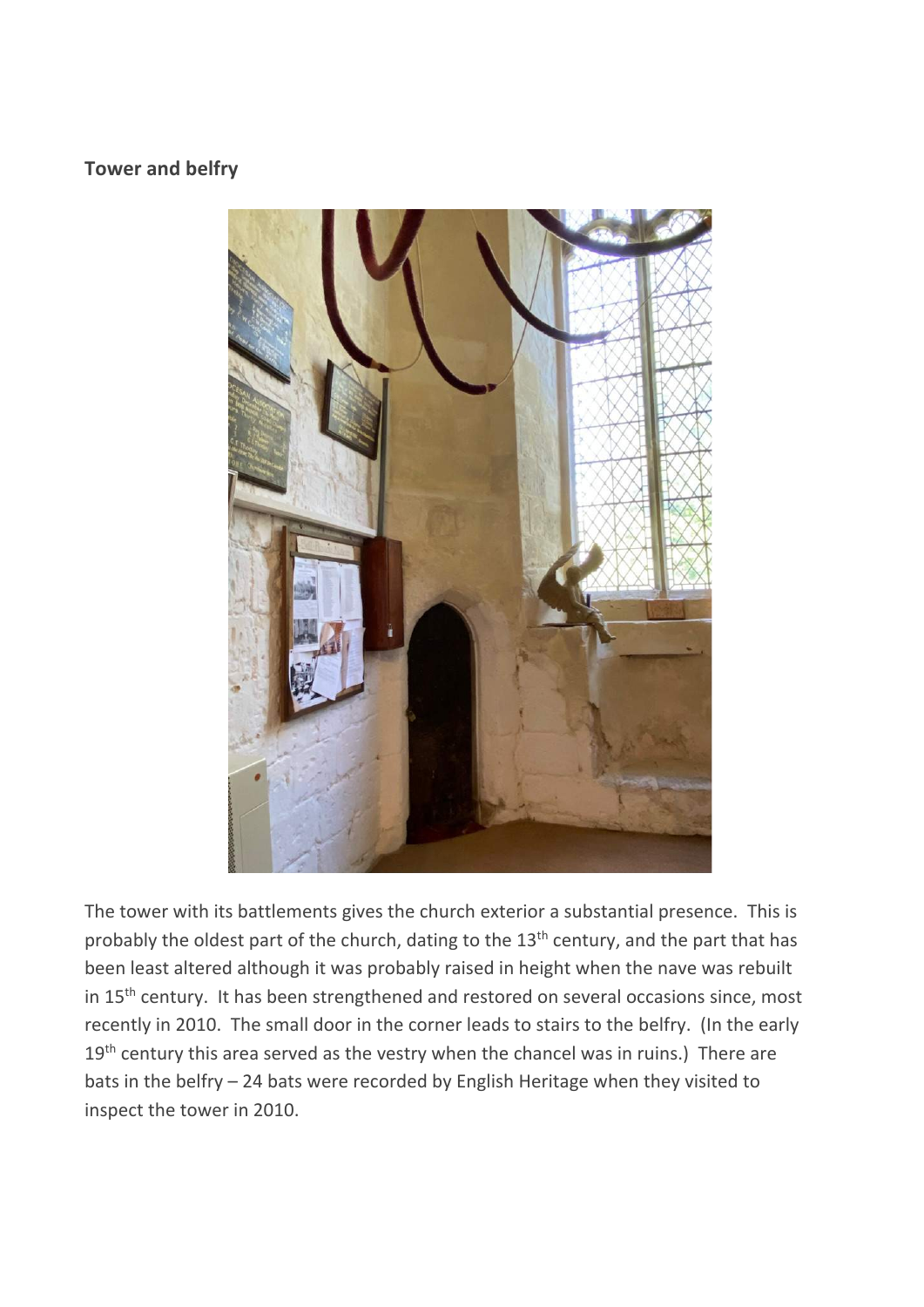**Tower and belfry**

The tower with its battlements gives the church exterior a substantial presence. This is probably the oldest part of the church, dating to the 13th century, and the part that has been least altered although it was probably raised in height when the nave was rebuilt in 15th century. It has been strengthened and restored on several occasions since, most recently in 2010. The small door in the corner leads to stairs to the belfry. (In the early 19th century this area served as the vestry when the chancel was in ruins.) There are bats in the belfry – 24 bats were recorded by English Heritage when they visited to inspect the tower in 2010.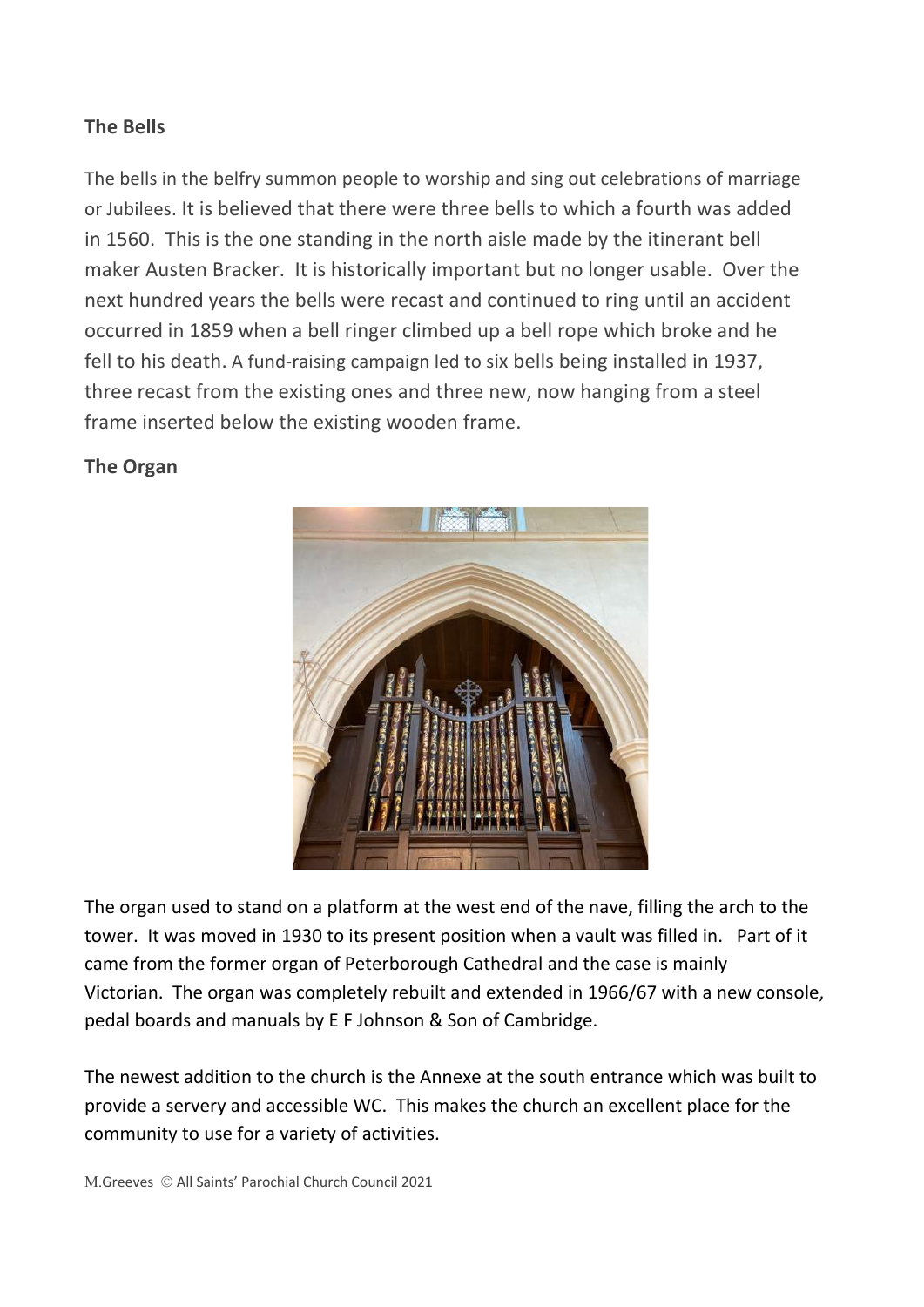## The Bells

The bells in the belfry summon people to worship and sing out celebrations of marriage or Jubilees. It is believed that there were three bells to which a fourth was added in 1560. This is the one standing in the north aisle made by the itinerant bell maker Austen Bracker. It is historically important but no longer usable. Over the next hundred years the bells were recast and continued to ring until an accident occurred in 1859 when a bell ringer climbed up a bell rope which broke and he fell to his death. A fund-raising campaign led to six bells being installed in 1937, three recast from the existing ones and three new, now hanging from a steel frame inserted below the existing wooden frame.

## The Organ

The organ used to stand on a platform at the west end of the nave, filling the arch to the tower. It was moved in 1930 to its present position when a vault was filled in. Part of it came from the former organ of Peterborough Cathedral and the case is mainly Victorian. The organ was completely rebuilt and extended in 1966/67 with a new console, pedal boards and manuals by E F Johnson & Son of Cambridge.

The newest addition to the church is the Annexe at the south entrance which was built to provide a servery and accessible WC. This makes the church an excellent place for the community to use for a variety of activities.

M.Greeves © All Saints' Parochial Church Council 2021